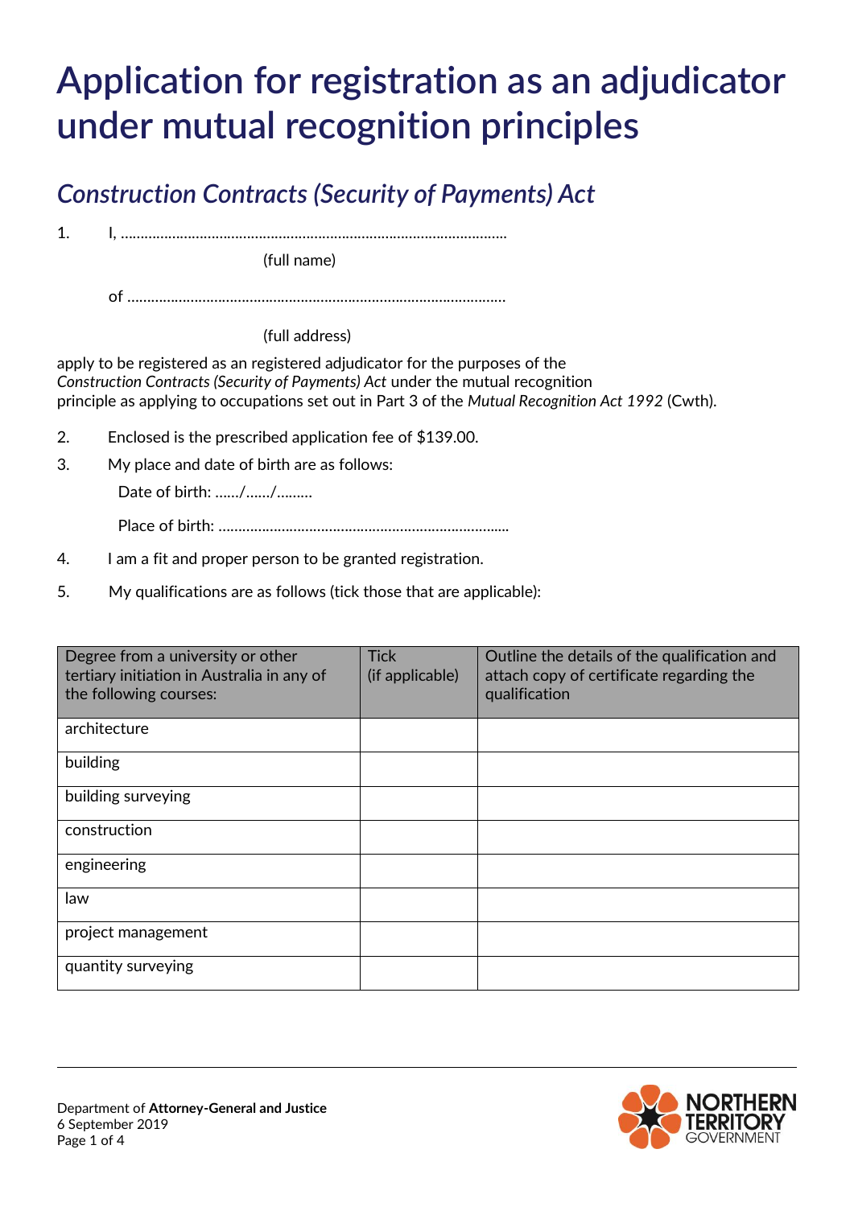# Application for registration as an adjudicator under mutual recognition principles

## *Construction Contracts (Security of Payments) Act*

1. I, ………………………………………………………………………………………

   (full name)

   of ……………………………………………………………………………………

   (full address)

apply to be registered as an registered adjudicator for the purposes of the *Construction Contracts (Security of Payments) Act* under the mutual recognition principle as applying to occupations set out in Part 3 of the *Mutual Recognition Act 1992* (Cwth).

2. Enclosed is the prescribed application fee of $139.00.
3. My place and date of birth are as follows:

   Date of birth: ……/……/………

   Place of birth: ………………………………………………………………

4. I am a fit and proper person to be granted registration.
5. My qualifications are as follows (tick those that are applicable):

| Degree from a university or other tertiary initiation in Australia in any of the following courses: | Tick (if applicable) | Outline the details of the qualification and attach copy of certificate regarding the qualification |
|---|---|---|
| architecture | | |
| building | | |
| building surveying | | |
| construction | | |
| engineering | | |
| law | | |
| project management | | |
| quantity surveying | | |

Department of **Attorney-General and Justice**
6 September 2019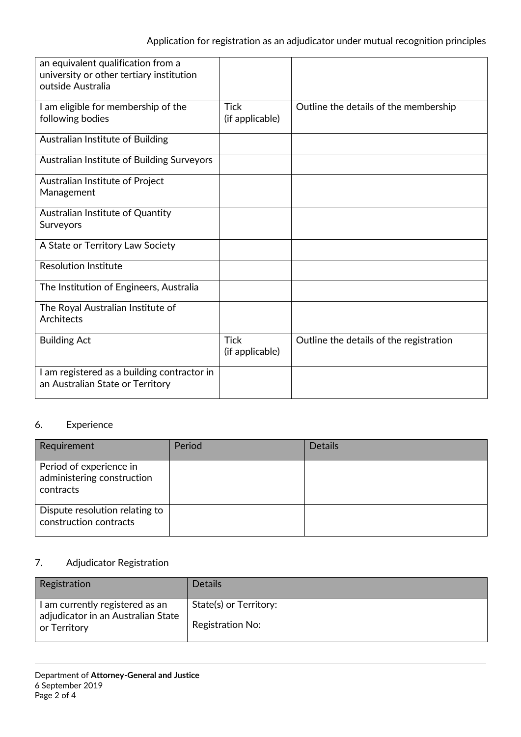| | | |
|---|---|---|
| an equivalent qualification from a university or other tertiary institution outside Australia | | |
| I am eligible for membership of the following bodies | Tick (if applicable) | Outline the details of the membership |
| Australian Institute of Building | | |
| Australian Institute of Building Surveyors | | |
| Australian Institute of Project Management | | |
| Australian Institute of Quantity Surveyors | | |
| A State or Territory Law Society | | |
| Resolution Institute | | |
| The Institution of Engineers, Australia | | |
| The Royal Australian Institute of Architects | | |
| Building Act | Tick (if applicable) | Outline the details of the registration |
| I am registered as a building contractor in an Australian State or Territory | | |

6. Experience

| Requirement | Period | Details |
|---|---|---|
| Period of experience in administering construction contracts | | |
| Dispute resolution relating to construction contracts | | |

7. Adjudicator Registration

| Registration | Details |
|---|---|
| I am currently registered as an adjudicator in an Australian State or Territory | State(s) or Territory:<br>Registration No: |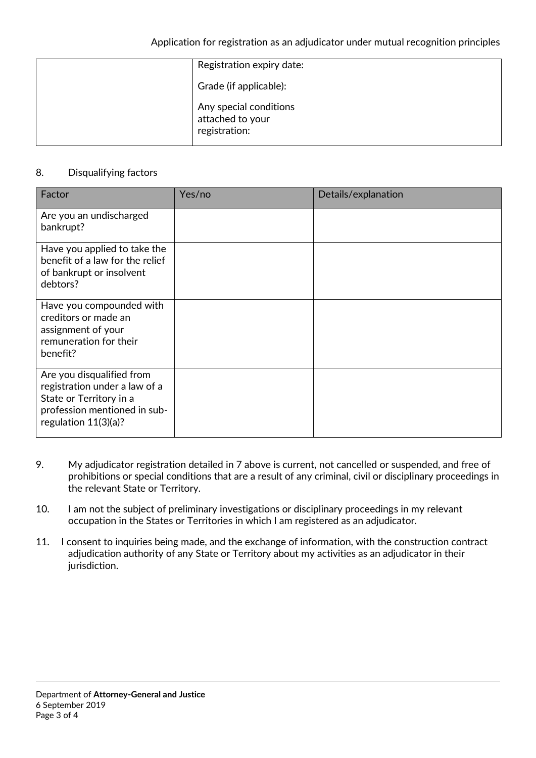| | Registration expiry date:<br><br>Grade (if applicable):<br><br>Any special conditions attached to your registration: |
|---|---|

8. Disqualifying factors

| Factor | Yes/no | Details/explanation |
|---|---|---|
| Are you an undischarged bankrupt? | | |
| Have you applied to take the benefit of a law for the relief of bankrupt or insolvent debtors? | | |
| Have you compounded with creditors or made an assignment of your remuneration for their benefit? | | |
| Are you disqualified from registration under a law of a State or Territory in a profession mentioned in sub-regulation 11(3)(a)? | | |

9. My adjudicator registration detailed in 7 above is current, not cancelled or suspended, and free of prohibitions or special conditions that are a result of any criminal, civil or disciplinary proceedings in the relevant State or Territory.

10. I am not the subject of preliminary investigations or disciplinary proceedings in my relevant occupation in the States or Territories in which I am registered as an adjudicator.

11. I consent to inquiries being made, and the exchange of information, with the construction contract adjudication authority of any State or Territory about my activities as an adjudicator in their jurisdiction.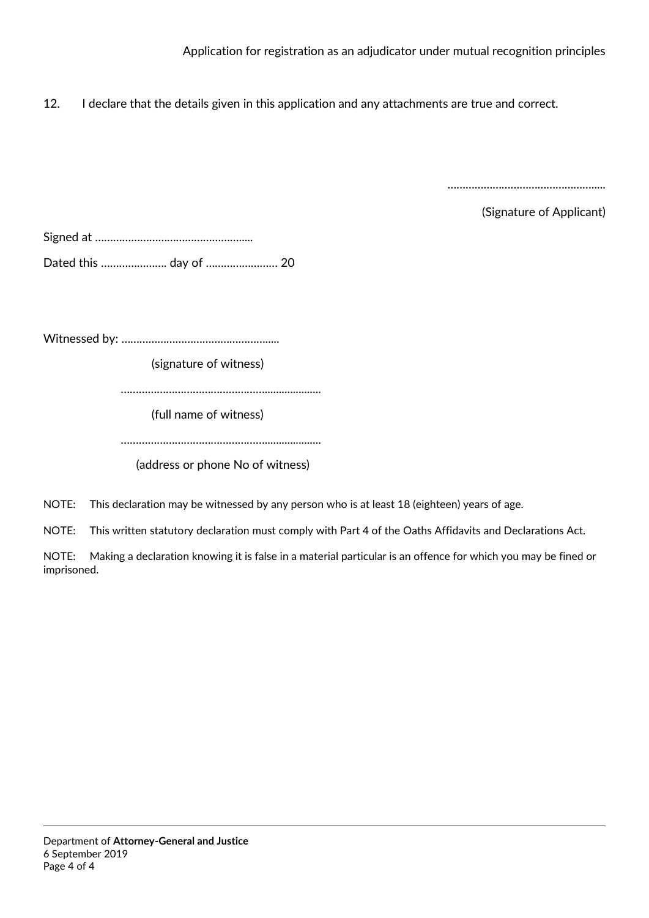12. I declare that the details given in this application and any attachments are true and correct.

……………………………………………

(Signature of Applicant)

Signed at ……………………………………………

Dated this …………………. day of …………………… 20

Witnessed by: ……………………………………………

(signature of witness)

……………………………………………………………

(full name of witness)

……………………………………………………………

(address or phone No of witness)

NOTE: This declaration may be witnessed by any person who is at least 18 (eighteen) years of age.

NOTE: This written statutory declaration must comply with Part 4 of the Oaths Affidavits and Declarations Act.

NOTE: Making a declaration knowing it is false in a material particular is an offence for which you may be fined or imprisoned.

Department of **Attorney-General and Justice**
6 September 2019